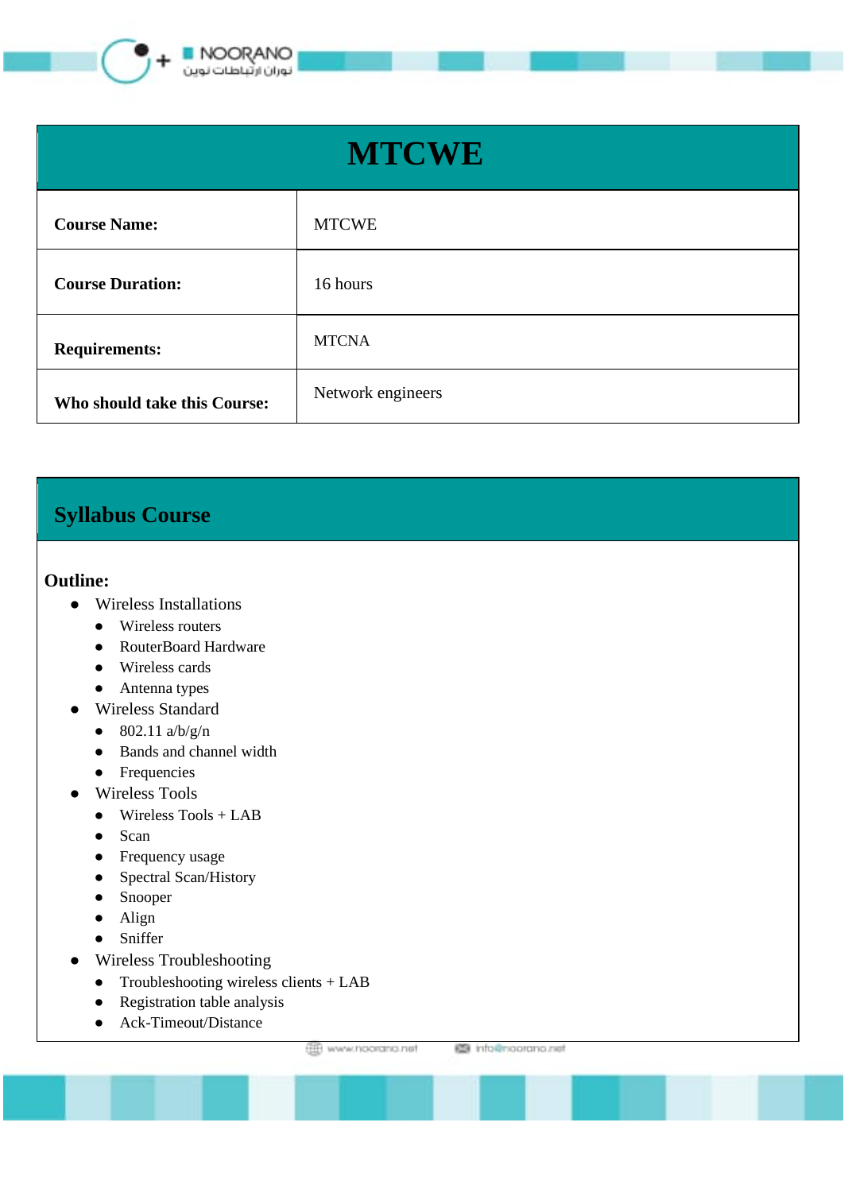# MTCWE

| Course Name: | MTCWE |
|---|---|
| Course Duration: | 16 hours |
| Requirements: | MTCNA |
| Who should take this Course: | Network engineers |

## Syllabus Course

**Outline:**

- Wireless Installations
  - Wireless routers
  - RouterBoard Hardware
  - Wireless cards
  - Antenna types
- Wireless Standard
  - 802.11 a/b/g/n
  - Bands and channel width
  - Frequencies
- Wireless Tools
  - Wireless Tools + LAB
  - Scan
  - Frequency usage
  - Spectral Scan/History
  - Snooper
  - Align
  - Sniffer
- Wireless Troubleshooting
  - Troubleshooting wireless clients + LAB
  - Registration table analysis
  - Ack-Timeout/Distance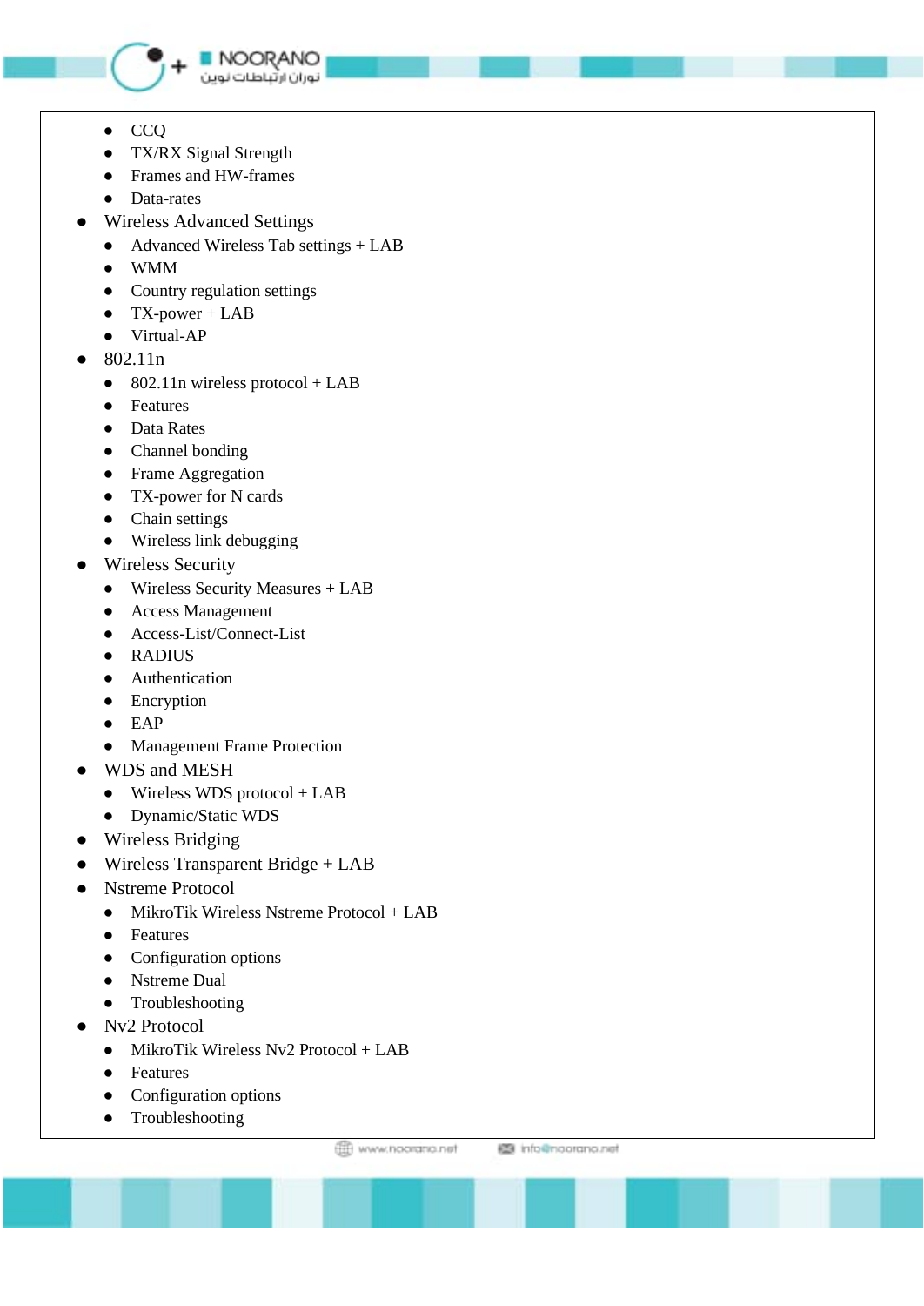- CCQ
- TX/RX Signal Strength
- Frames and HW-frames
- Data-rates

- Wireless Advanced Settings
  - Advanced Wireless Tab settings + LAB
  - WMM
  - Country regulation settings
  - TX-power + LAB
  - Virtual-AP
- 802.11n
  - 802.11n wireless protocol + LAB
  - Features
  - Data Rates
  - Channel bonding
  - Frame Aggregation
  - TX-power for N cards
  - Chain settings
  - Wireless link debugging
- Wireless Security
  - Wireless Security Measures + LAB
  - Access Management
  - Access-List/Connect-List
  - RADIUS
  - Authentication
  - Encryption
  - EAP
  - Management Frame Protection
- WDS and MESH
  - Wireless WDS protocol + LAB
  - Dynamic/Static WDS
- Wireless Bridging
- Wireless Transparent Bridge + LAB
- Nstreme Protocol
  - MikroTik Wireless Nstreme Protocol + LAB
  - Features
  - Configuration options
  - Nstreme Dual
  - Troubleshooting
- Nv2 Protocol
  - MikroTik Wireless Nv2 Protocol + LAB
  - Features
  - Configuration options
  - Troubleshooting